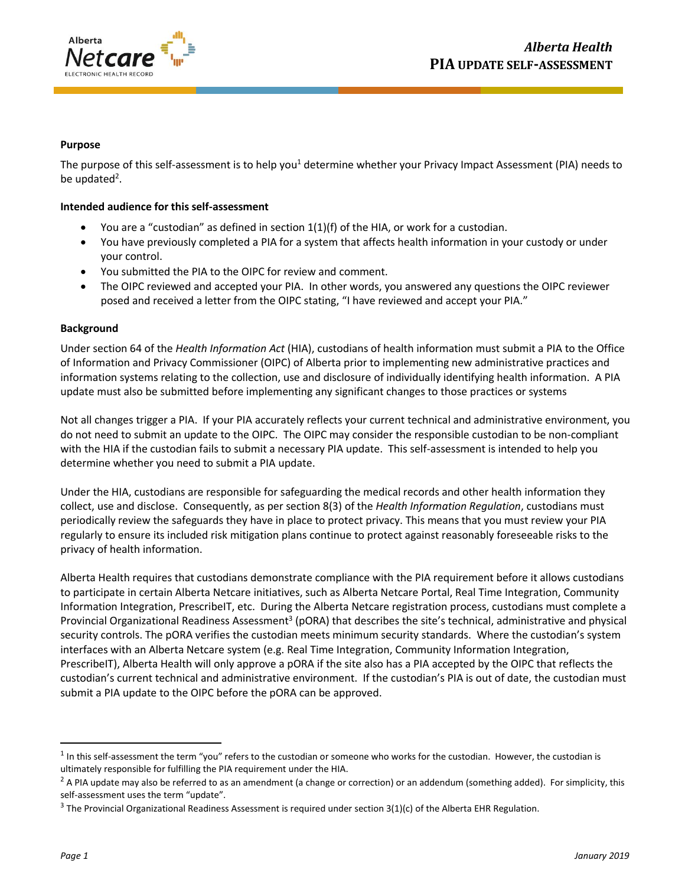# Alberta Health
# PIA UPDATE SELF-ASSESSMENT

**Purpose**

The purpose of this self-assessment is to help you[1] determine whether your Privacy Impact Assessment (PIA) needs to be updated[2].

**Intended audience for this self-assessment**

- You are a "custodian" as defined in section 1(1)(f) of the HIA, or work for a custodian.
- You have previously completed a PIA for a system that affects health information in your custody or under your control.
- You submitted the PIA to the OIPC for review and comment.
- The OIPC reviewed and accepted your PIA. In other words, you answered any questions the OIPC reviewer posed and received a letter from the OIPC stating, "I have reviewed and accept your PIA."

**Background**

Under section 64 of the *Health Information Act* (HIA), custodians of health information must submit a PIA to the Office of Information and Privacy Commissioner (OIPC) of Alberta prior to implementing new administrative practices and information systems relating to the collection, use and disclosure of individually identifying health information. A PIA update must also be submitted before implementing any significant changes to those practices or systems

Not all changes trigger a PIA. If your PIA accurately reflects your current technical and administrative environment, you do not need to submit an update to the OIPC. The OIPC may consider the responsible custodian to be non-compliant with the HIA if the custodian fails to submit a necessary PIA update. This self-assessment is intended to help you determine whether you need to submit a PIA update.

Under the HIA, custodians are responsible for safeguarding the medical records and other health information they collect, use and disclose. Consequently, as per section 8(3) of the *Health Information Regulation*, custodians must periodically review the safeguards they have in place to protect privacy. This means that you must review your PIA regularly to ensure its included risk mitigation plans continue to protect against reasonably foreseeable risks to the privacy of health information.

Alberta Health requires that custodians demonstrate compliance with the PIA requirement before it allows custodians to participate in certain Alberta Netcare initiatives, such as Alberta Netcare Portal, Real Time Integration, Community Information Integration, PrescribeIT, etc. During the Alberta Netcare registration process, custodians must complete a Provincial Organizational Readiness Assessment[3] (pORA) that describes the site's technical, administrative and physical security controls. The pORA verifies the custodian meets minimum security standards. Where the custodian's system interfaces with an Alberta Netcare system (e.g. Real Time Integration, Community Information Integration, PrescribeIT), Alberta Health will only approve a pORA if the site also has a PIA accepted by the OIPC that reflects the custodian's current technical and administrative environment. If the custodian's PIA is out of date, the custodian must submit a PIA update to the OIPC before the pORA can be approved.

---

[1] In this self-assessment the term "you" refers to the custodian or someone who works for the custodian. However, the custodian is ultimately responsible for fulfilling the PIA requirement under the HIA.

[2] A PIA update may also be referred to as an amendment (a change or correction) or an addendum (something added). For simplicity, this self-assessment uses the term "update".

[3] The Provincial Organizational Readiness Assessment is required under section 3(1)(c) of the Alberta EHR Regulation.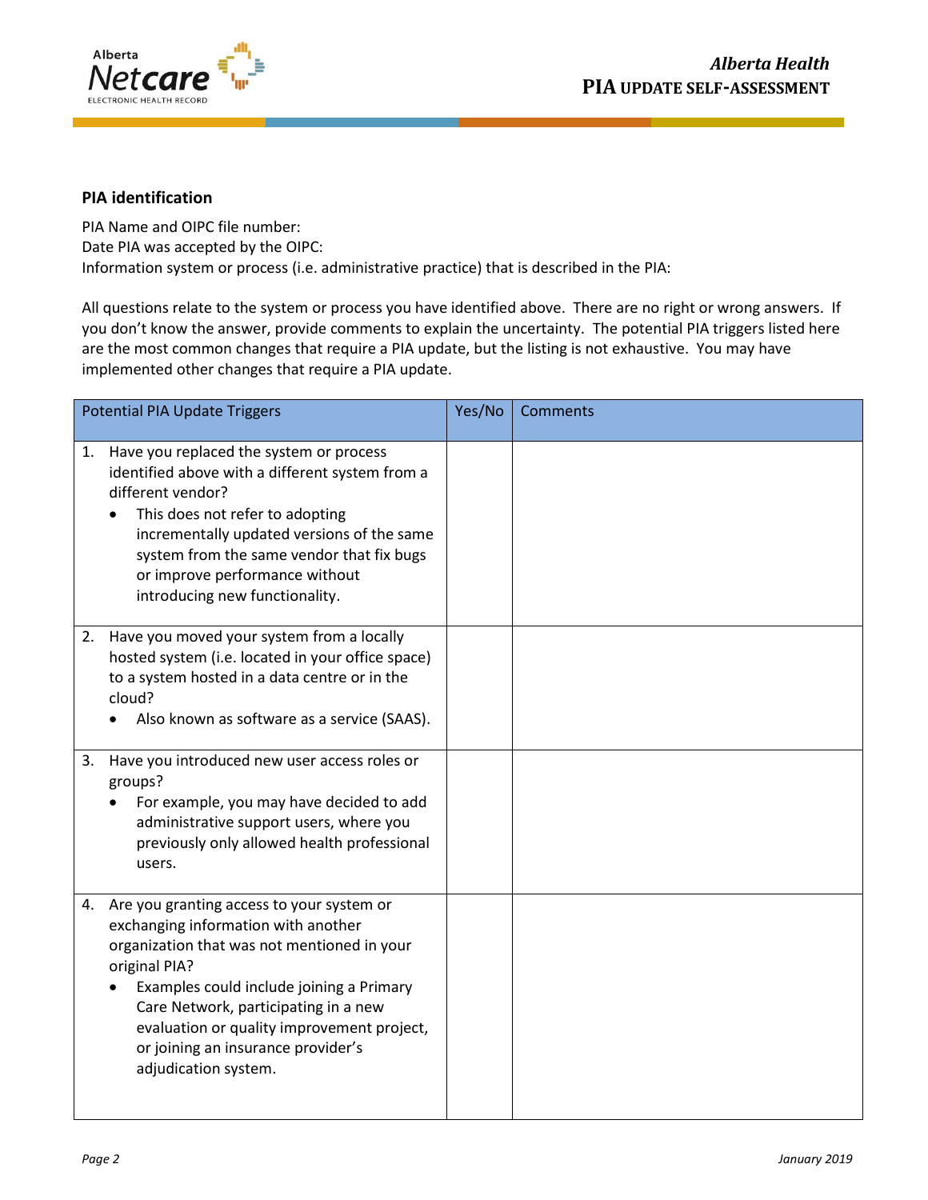### PIA identification

PIA Name and OIPC file number:
Date PIA was accepted by the OIPC:
Information system or process (i.e. administrative practice) that is described in the PIA:

All questions relate to the system or process you have identified above. There are no right or wrong answers. If you don't know the answer, provide comments to explain the uncertainty. The potential PIA triggers listed here are the most common changes that require a PIA update, but the listing is not exhaustive. You may have implemented other changes that require a PIA update.

| Potential PIA Update Triggers | Yes/No | Comments |
|---|---|---|
| 1. Have you replaced the system or process identified above with a different system from a different vendor?<br>• This does not refer to adopting incrementally updated versions of the same system from the same vendor that fix bugs or improve performance without introducing new functionality. | | |
| 2. Have you moved your system from a locally hosted system (i.e. located in your office space) to a system hosted in a data centre or in the cloud?<br>• Also known as software as a service (SAAS). | | |
| 3. Have you introduced new user access roles or groups?<br>• For example, you may have decided to add administrative support users, where you previously only allowed health professional users. | | |
| 4. Are you granting access to your system or exchanging information with another organization that was not mentioned in your original PIA?<br>• Examples could include joining a Primary Care Network, participating in a new evaluation or quality improvement project, or joining an insurance provider's adjudication system. | | |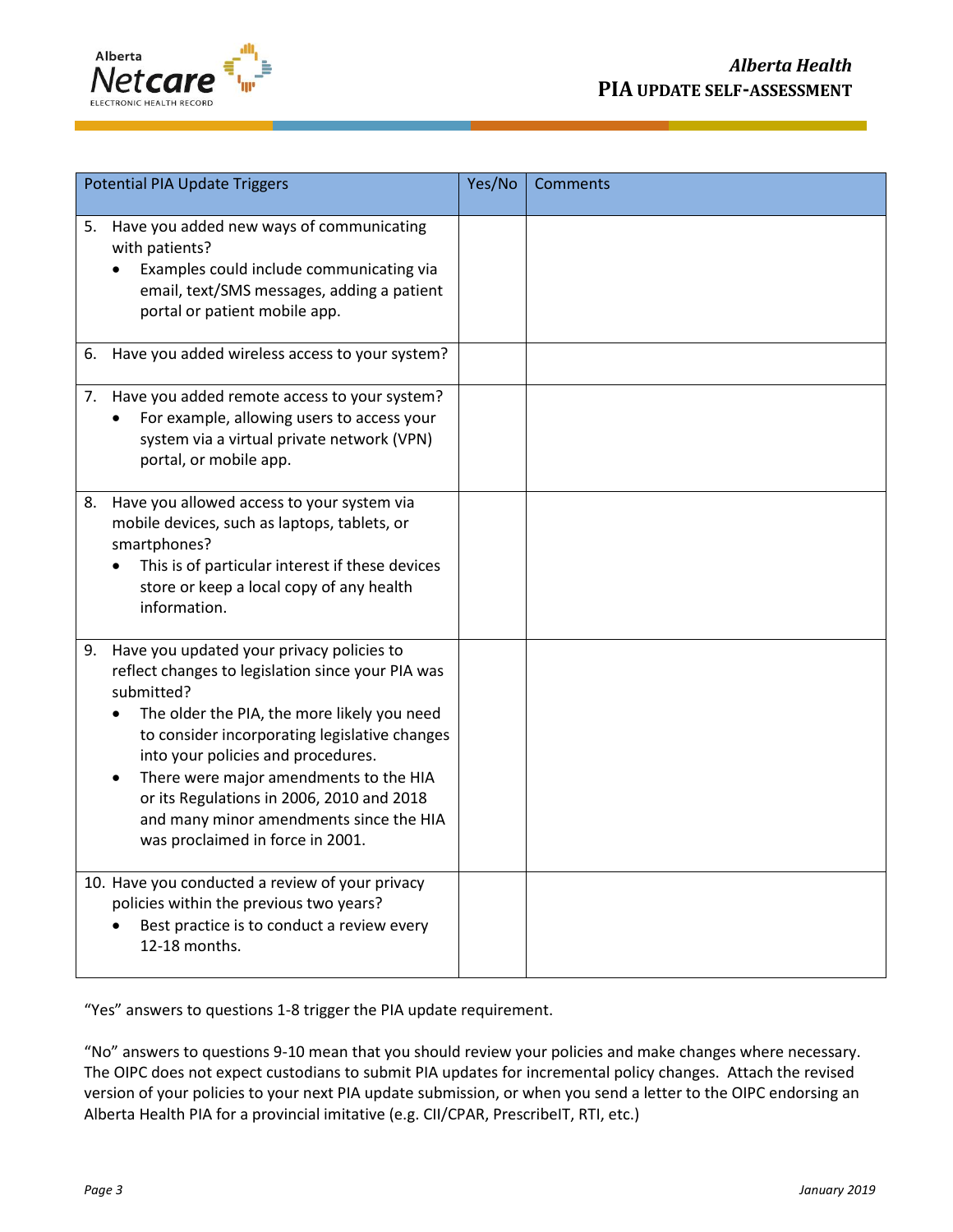| Potential PIA Update Triggers | Yes/No | Comments |
|---|---|---|
| 5. Have you added new ways of communicating with patients?<br>• Examples could include communicating via email, text/SMS messages, adding a patient portal or patient mobile app. | | |
| 6. Have you added wireless access to your system? | | |
| 7. Have you added remote access to your system?<br>• For example, allowing users to access your system via a virtual private network (VPN) portal, or mobile app. | | |
| 8. Have you allowed access to your system via mobile devices, such as laptops, tablets, or smartphones?<br>• This is of particular interest if these devices store or keep a local copy of any health information. | | |
| 9. Have you updated your privacy policies to reflect changes to legislation since your PIA was submitted?<br>• The older the PIA, the more likely you need to consider incorporating legislative changes into your policies and procedures.<br>• There were major amendments to the HIA or its Regulations in 2006, 2010 and 2018 and many minor amendments since the HIA was proclaimed in force in 2001. | | |
| 10. Have you conducted a review of your privacy policies within the previous two years?<br>• Best practice is to conduct a review every 12-18 months. | | |

"Yes" answers to questions 1-8 trigger the PIA update requirement.

"No" answers to questions 9-10 mean that you should review your policies and make changes where necessary. The OIPC does not expect custodians to submit PIA updates for incremental policy changes. Attach the revised version of your policies to your next PIA update submission, or when you send a letter to the OIPC endorsing an Alberta Health PIA for a provincial imitative (e.g. CII/CPAR, PrescribeIT, RTI, etc.)